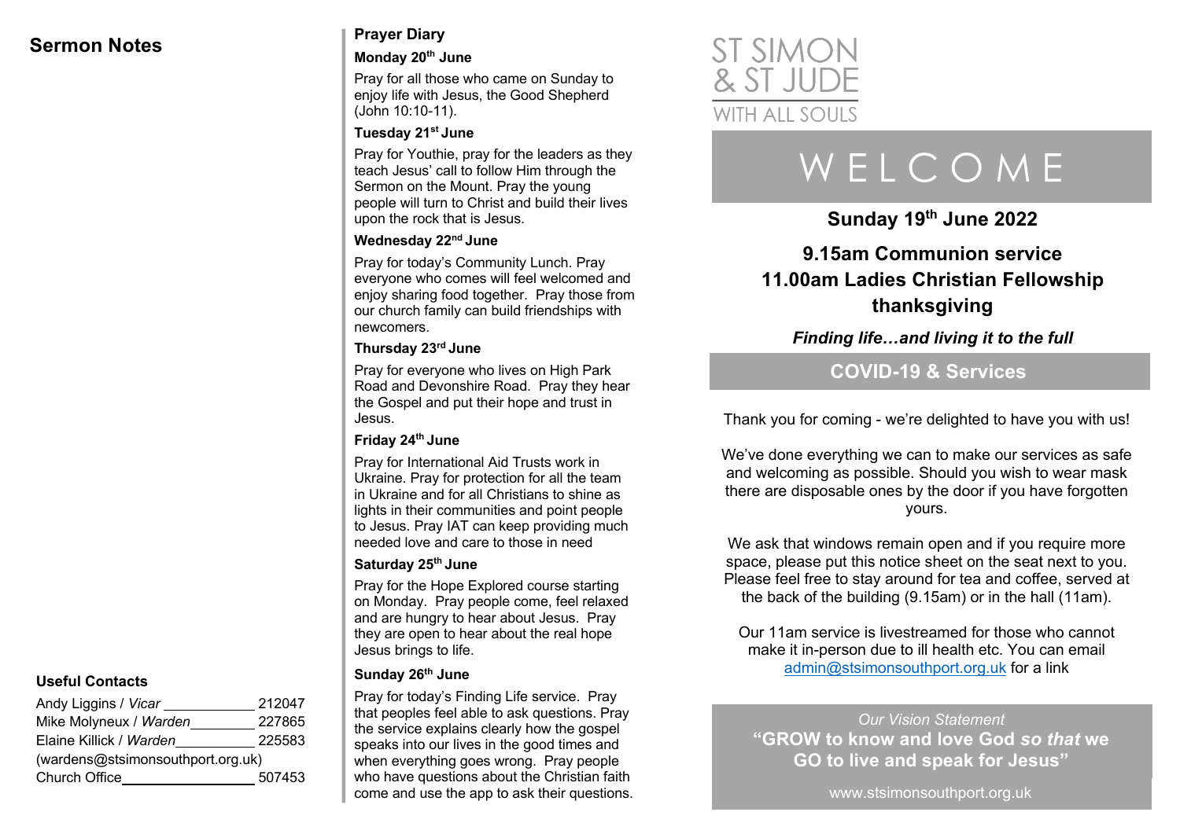## Sermon Notes

### Useful Contacts

| | |
|---|---|
| Andy Liggins / *Vicar* | 212047 |
| Mike Molyneux / *Warden* | 227865 |
| Elaine Killick / *Warden* | 225583 |
| (wardens@stsimonsouthport.org.uk) | |
| Church Office | 507453 |

## Prayer Diary

**Monday 20th June**

Pray for all those who came on Sunday to enjoy life with Jesus, the Good Shepherd (John 10:10-11).

**Tuesday 21st June**

Pray for Youthie, pray for the leaders as they teach Jesus' call to follow Him through the Sermon on the Mount. Pray the young people will turn to Christ and build their lives upon the rock that is Jesus.

**Wednesday 22nd June**

Pray for today's Community Lunch. Pray everyone who comes will feel welcomed and enjoy sharing food together. Pray those from our church family can build friendships with newcomers.

**Thursday 23rd June**

Pray for everyone who lives on High Park Road and Devonshire Road. Pray they hear the Gospel and put their hope and trust in Jesus.

**Friday 24th June**

Pray for International Aid Trusts work in Ukraine. Pray for protection for all the team in Ukraine and for all Christians to shine as lights in their communities and point people to Jesus. Pray IAT can keep providing much needed love and care to those in need

**Saturday 25th June**

Pray for the Hope Explored course starting on Monday. Pray people come, feel relaxed and are hungry to hear about Jesus. Pray they are open to hear about the real hope Jesus brings to life.

**Sunday 26th June**

Pray for today's Finding Life service. Pray that peoples feel able to ask questions. Pray the service explains clearly how the gospel speaks into our lives in the good times and when everything goes wrong. Pray people who have questions about the Christian faith come and use the app to ask their questions.

ST SIMON & ST JUDE

WITH ALL SOULS

# WELCOME

**Sunday 19th June 2022**

**9.15am Communion service**
**11.00am Ladies Christian Fellowship thanksgiving**

***Finding life…and living it to the full***

## COVID-19 & Services

Thank you for coming - we're delighted to have you with us!

We've done everything we can to make our services as safe and welcoming as possible. Should you wish to wear mask there are disposable ones by the door if you have forgotten yours.

We ask that windows remain open and if you require more space, please put this notice sheet on the seat next to you. Please feel free to stay around for tea and coffee, served at the back of the building (9.15am) or in the hall (11am).

Our 11am service is livestreamed for those who cannot make it in-person due to ill health etc. You can email admin@stsimonsouthport.org.uk for a link

*Our Vision Statement*

**"GROW to know and love God *so that* we GO to live and speak for Jesus"**

www.stsimonsouthport.org.uk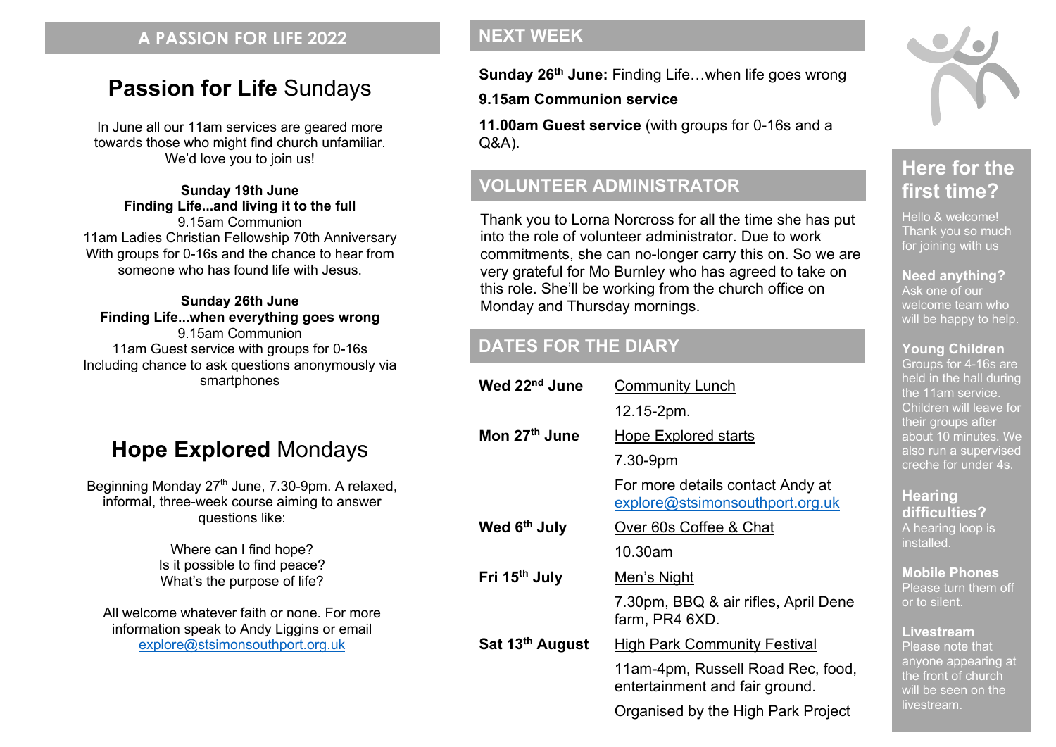## A PASSION FOR LIFE 2022

# **Passion for Life** Sundays

In June all our 11am services are geared more towards those who might find church unfamiliar. We'd love you to join us!

**Sunday 19th June**
**Finding Life...and living it to the full**
9.15am Communion
11am Ladies Christian Fellowship 70th Anniversary
With groups for 0-16s and the chance to hear from someone who has found life with Jesus.

**Sunday 26th June**
**Finding Life...when everything goes wrong**
9.15am Communion
11am Guest service with groups for 0-16s
Including chance to ask questions anonymously via smartphones

# **Hope Explored** Mondays

Beginning Monday 27th June, 7.30-9pm. A relaxed, informal, three-week course aiming to answer questions like:

Where can I find hope?
Is it possible to find peace?
What's the purpose of life?

All welcome whatever faith or none. For more information speak to Andy Liggins or email explore@stsimonsouthport.org.uk

## NEXT WEEK

**Sunday 26th June:** Finding Life…when life goes wrong

**9.15am Communion service**

**11.00am Guest service** (with groups for 0-16s and a Q&A).

## VOLUNTEER ADMINISTRATOR

Thank you to Lorna Norcross for all the time she has put into the role of volunteer administrator. Due to work commitments, she can no-longer carry this on. So we are very grateful for Mo Burnley who has agreed to take on this role. She'll be working from the church office on Monday and Thursday mornings.

## DATES FOR THE DIARY

| | |
|---|---|
| **Wed 22nd June** | Community Lunch |
| | 12.15-2pm. |
| **Mon 27th June** | Hope Explored starts |
| | 7.30-9pm |
| | For more details contact Andy at explore@stsimonsouthport.org.uk |
| **Wed 6th July** | Over 60s Coffee & Chat |
| | 10.30am |
| **Fri 15th July** | Men's Night |
| | 7.30pm, BBQ & air rifles, April Dene farm, PR4 6XD. |
| **Sat 13th August** | High Park Community Festival |
| | 11am-4pm, Russell Road Rec, food, entertainment and fair ground. |
| | Organised by the High Park Project |

## Here for the first time?

Hello & welcome! Thank you so much for joining with us

**Need anything?**
Ask one of our welcome team who will be happy to help.

**Young Children**
Groups for 4-16s are held in the hall during the 11am service. Children will leave for their groups after about 10 minutes. We also run a supervised creche for under 4s.

**Hearing difficulties?**
A hearing loop is installed.

**Mobile Phones**
Please turn them off or to silent.

**Livestream**
Please note that anyone appearing at the front of church will be seen on the livestream.